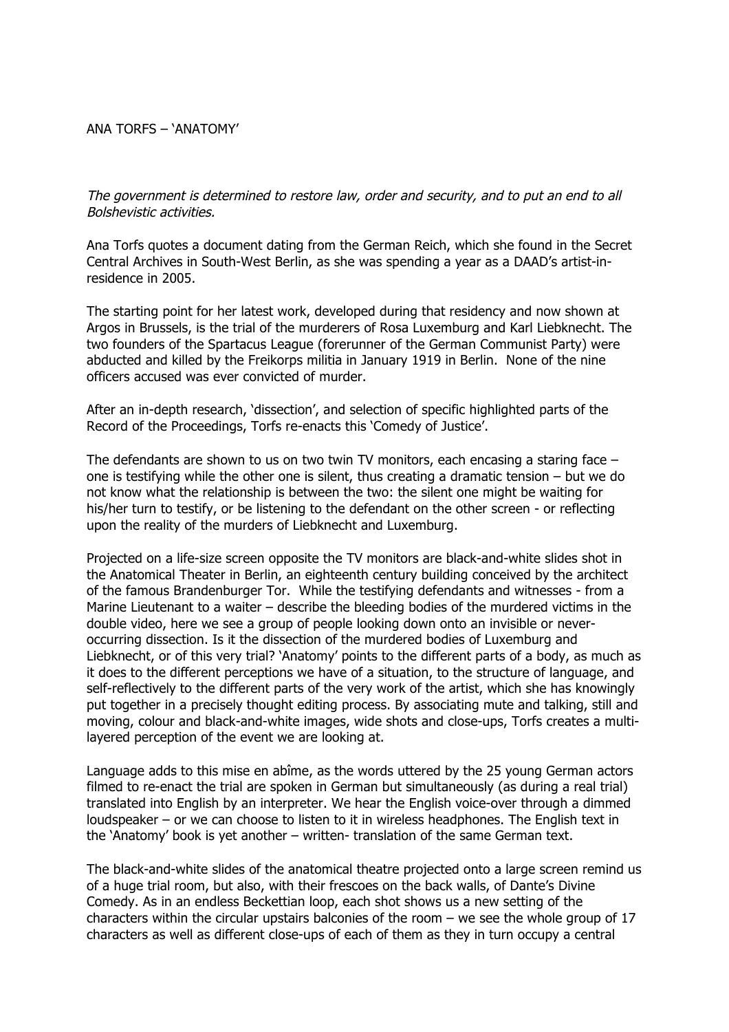ANA TORFS – 'ANATOMY'

*The government is determined to restore law, order and security, and to put an end to all Bolshevistic activities.*

Ana Torfs quotes a document dating from the German Reich, which she found in the Secret Central Archives in South-West Berlin, as she was spending a year as a DAAD's artist-in-residence in 2005.

The starting point for her latest work, developed during that residency and now shown at Argos in Brussels, is the trial of the murderers of Rosa Luxemburg and Karl Liebknecht. The two founders of the Spartacus League (forerunner of the German Communist Party) were abducted and killed by the Freikorps militia in January 1919 in Berlin. None of the nine officers accused was ever convicted of murder.

After an in-depth research, 'dissection', and selection of specific highlighted parts of the Record of the Proceedings, Torfs re-enacts this 'Comedy of Justice'.

The defendants are shown to us on two twin TV monitors, each encasing a staring face – one is testifying while the other one is silent, thus creating a dramatic tension – but we do not know what the relationship is between the two: the silent one might be waiting for his/her turn to testify, or be listening to the defendant on the other screen - or reflecting upon the reality of the murders of Liebknecht and Luxemburg.

Projected on a life-size screen opposite the TV monitors are black-and-white slides shot in the Anatomical Theater in Berlin, an eighteenth century building conceived by the architect of the famous Brandenburger Tor. While the testifying defendants and witnesses - from a Marine Lieutenant to a waiter – describe the bleeding bodies of the murdered victims in the double video, here we see a group of people looking down onto an invisible or never-occurring dissection. Is it the dissection of the murdered bodies of Luxemburg and Liebknecht, or of this very trial? 'Anatomy' points to the different parts of a body, as much as it does to the different perceptions we have of a situation, to the structure of language, and self-reflectively to the different parts of the very work of the artist, which she has knowingly put together in a precisely thought editing process. By associating mute and talking, still and moving, colour and black-and-white images, wide shots and close-ups, Torfs creates a multi-layered perception of the event we are looking at.

Language adds to this mise en abîme, as the words uttered by the 25 young German actors filmed to re-enact the trial are spoken in German but simultaneously (as during a real trial) translated into English by an interpreter. We hear the English voice-over through a dimmed loudspeaker – or we can choose to listen to it in wireless headphones. The English text in the 'Anatomy' book is yet another – written- translation of the same German text.

The black-and-white slides of the anatomical theatre projected onto a large screen remind us of a huge trial room, but also, with their frescoes on the back walls, of Dante's Divine Comedy. As in an endless Beckettian loop, each shot shows us a new setting of the characters within the circular upstairs balconies of the room – we see the whole group of 17 characters as well as different close-ups of each of them as they in turn occupy a central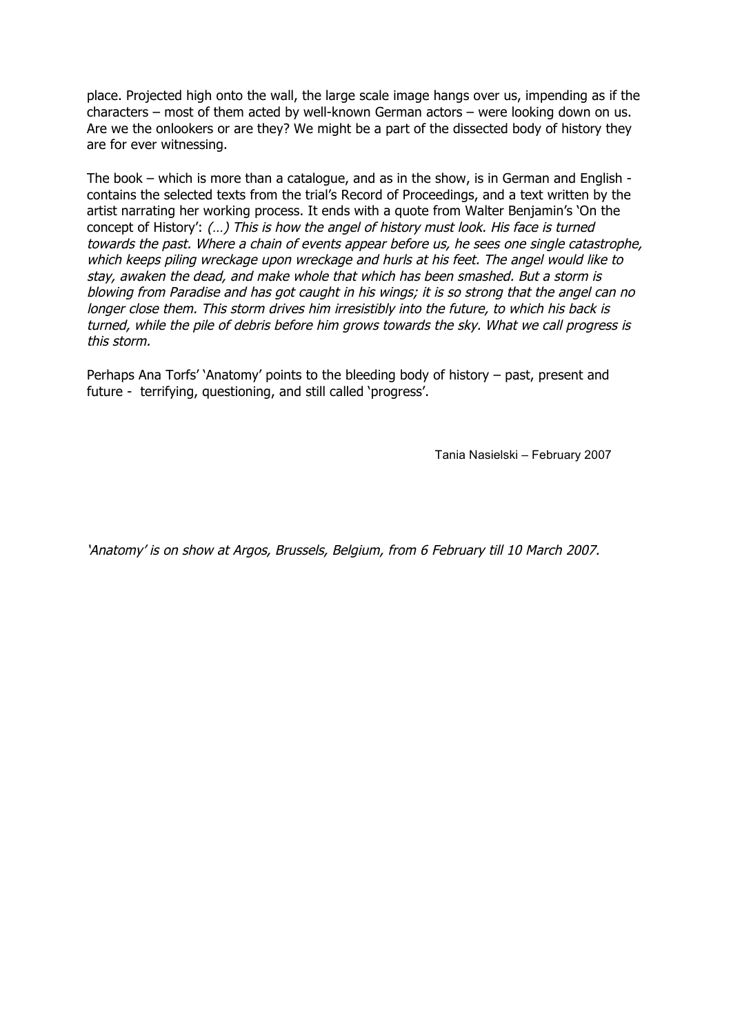place. Projected high onto the wall, the large scale image hangs over us, impending as if the characters – most of them acted by well-known German actors – were looking down on us. Are we the onlookers or are they? We might be a part of the dissected body of history they are for ever witnessing.

The book – which is more than a catalogue, and as in the show, is in German and English - contains the selected texts from the trial's Record of Proceedings, and a text written by the artist narrating her working process. It ends with a quote from Walter Benjamin's 'On the concept of History': *(…) This is how the angel of history must look. His face is turned towards the past. Where a chain of events appear before us, he sees one single catastrophe, which keeps piling wreckage upon wreckage and hurls at his feet. The angel would like to stay, awaken the dead, and make whole that which has been smashed. But a storm is blowing from Paradise and has got caught in his wings; it is so strong that the angel can no longer close them. This storm drives him irresistibly into the future, to which his back is turned, while the pile of debris before him grows towards the sky. What we call progress is this storm.*

Perhaps Ana Torfs' 'Anatomy' points to the bleeding body of history – past, present and future - terrifying, questioning, and still called 'progress'.

Tania Nasielski – February 2007

*'Anatomy' is on show at Argos, Brussels, Belgium, from 6 February till 10 March 2007.*